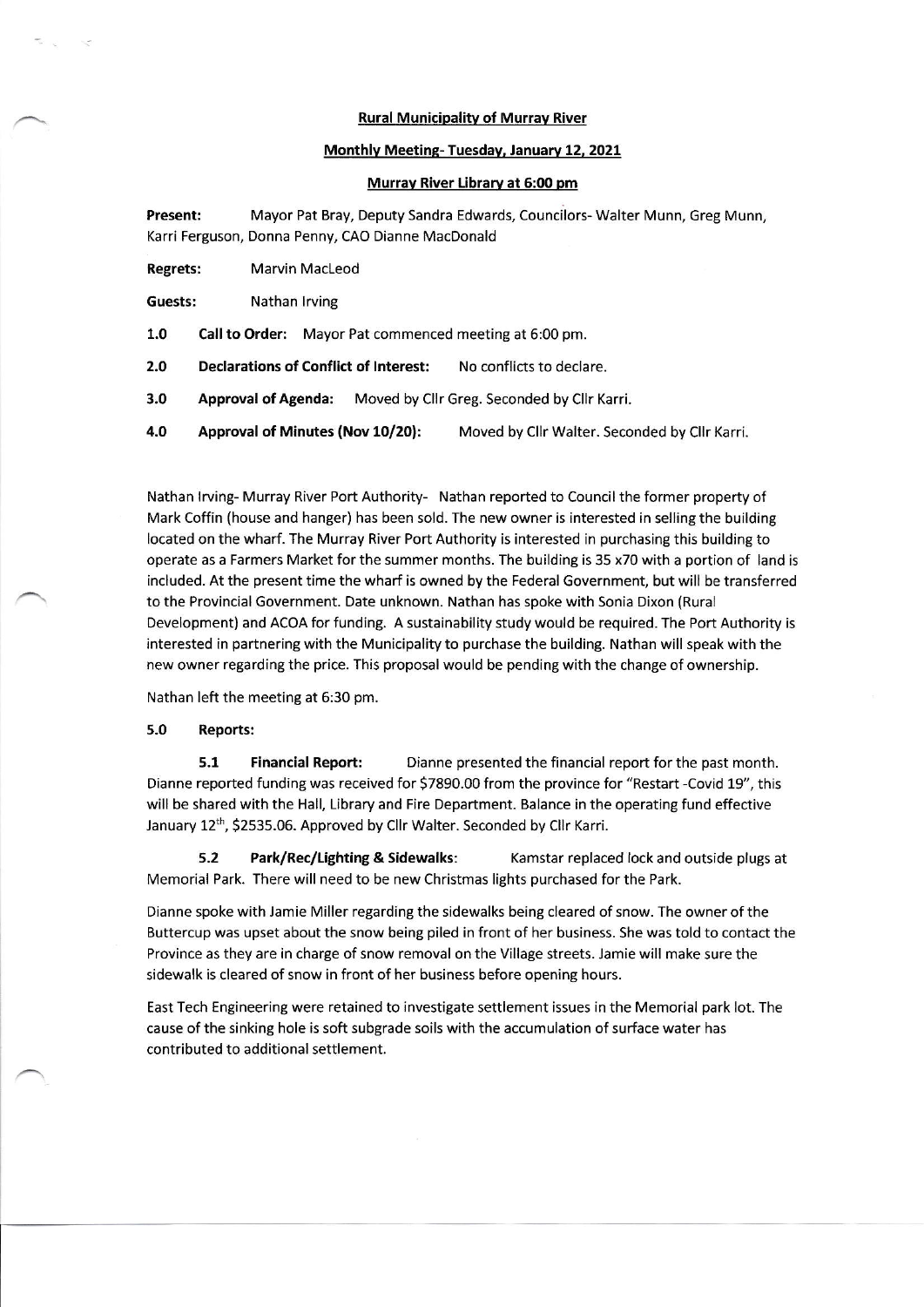**Rural Municipality of Murray River**

**Monthly Meeting- Tuesday, January 12, 2021**

**Murray River Library at 6:00 pm**

**Present:** Mayor Pat Bray, Deputy Sandra Edwards, Councilors- Walter Munn, Greg Munn, Karri Ferguson, Donna Penny, CAO Dianne MacDonald

**Regrets:** Marvin MacLeod

**Guests:** Nathan Irving

**1.0 Call to Order:** Mayor Pat commenced meeting at 6:00 pm.

**2.0 Declarations of Conflict of Interest:** No conflicts to declare.

**3.0 Approval of Agenda:** Moved by Cllr Greg. Seconded by Cllr Karri.

**4.0 Approval of Minutes (Nov 10/20):** Moved by Cllr Walter. Seconded by Cllr Karri.

Nathan Irving- Murray River Port Authority- Nathan reported to Council the former property of Mark Coffin (house and hanger) has been sold. The new owner is interested in selling the building located on the wharf. The Murray River Port Authority is interested in purchasing this building to operate as a Farmers Market for the summer months. The building is 35 x70 with a portion of land is included. At the present time the wharf is owned by the Federal Government, but will be transferred to the Provincial Government. Date unknown. Nathan has spoke with Sonia Dixon (Rural Development) and ACOA for funding. A sustainability study would be required. The Port Authority is interested in partnering with the Municipality to purchase the building. Nathan will speak with the new owner regarding the price. This proposal would be pending with the change of ownership.

Nathan left the meeting at 6:30 pm.

**5.0 Reports:**

**5.1 Financial Report:** Dianne presented the financial report for the past month. Dianne reported funding was received for $7890.00 from the province for "Restart -Covid 19", this will be shared with the Hall, Library and Fire Department. Balance in the operating fund effective January 12th, $2535.06. Approved by Cllr Walter. Seconded by Cllr Karri.

**5.2 Park/Rec/Lighting & Sidewalks:** Kamstar replaced lock and outside plugs at Memorial Park. There will need to be new Christmas lights purchased for the Park.

Dianne spoke with Jamie Miller regarding the sidewalks being cleared of snow. The owner of the Buttercup was upset about the snow being piled in front of her business. She was told to contact the Province as they are in charge of snow removal on the Village streets. Jamie will make sure the sidewalk is cleared of snow in front of her business before opening hours.

East Tech Engineering were retained to investigate settlement issues in the Memorial park lot. The cause of the sinking hole is soft subgrade soils with the accumulation of surface water has contributed to additional settlement.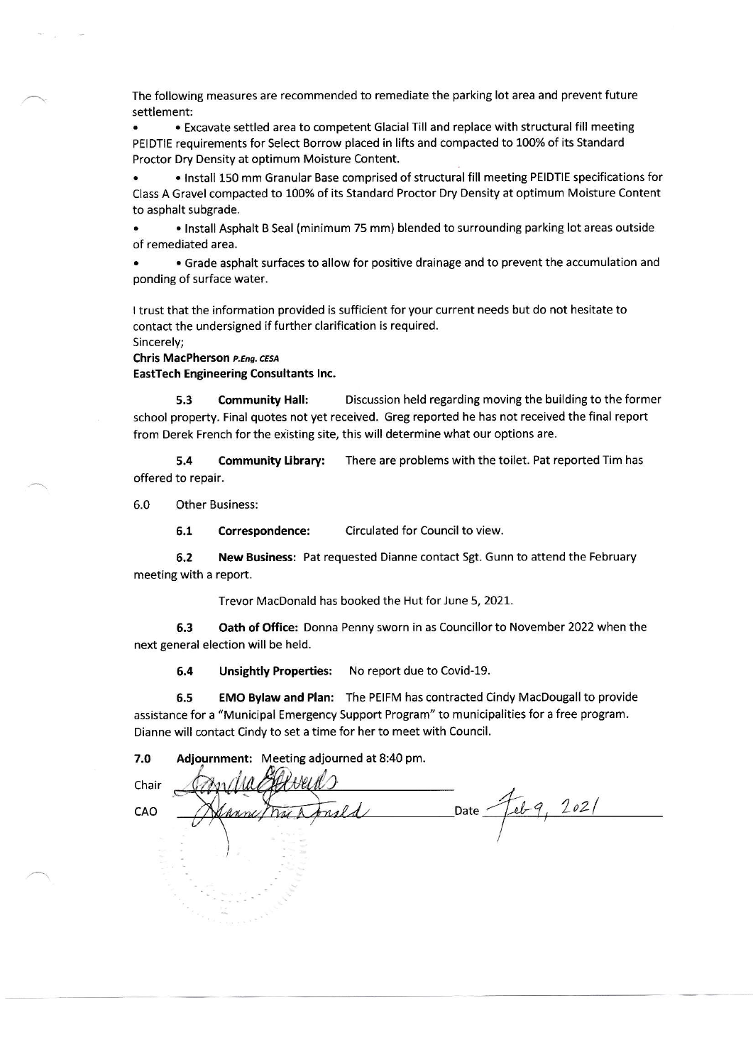The following measures are recommended to remediate the parking lot area and prevent future settlement:

- • Excavate settled area to competent Glacial Till and replace with structural fill meeting PEIDTIE requirements for Select Borrow placed in lifts and compacted to 100% of its Standard Proctor Dry Density at optimum Moisture Content.
- • Install 150 mm Granular Base comprised of structural fill meeting PEIDTIE specifications for Class A Gravel compacted to 100% of its Standard Proctor Dry Density at optimum Moisture Content to asphalt subgrade.
- • Install Asphalt B Seal (minimum 75 mm) blended to surrounding parking lot areas outside of remediated area.
- • Grade asphalt surfaces to allow for positive drainage and to prevent the accumulation and ponding of surface water.

I trust that the information provided is sufficient for your current needs but do not hesitate to contact the undersigned if further clarification is required.

Sincerely;

**Chris MacPherson** ***P.Eng. CESA***

**EastTech Engineering Consultants Inc.**

**5.3 Community Hall:** Discussion held regarding moving the building to the former school property. Final quotes not yet received. Greg reported he has not received the final report from Derek French for the existing site, this will determine what our options are.

**5.4 Community Library:** There are problems with the toilet. Pat reported Tim has offered to repair.

6.0 Other Business:

**6.1 Correspondence:** Circulated for Council to view.

**6.2 New Business:** Pat requested Dianne contact Sgt. Gunn to attend the February meeting with a report.

Trevor MacDonald has booked the Hut for June 5, 2021.

**6.3 Oath of Office:** Donna Penny sworn in as Councillor to November 2022 when the next general election will be held.

**6.4 Unsightly Properties:** No report due to Covid-19.

**6.5 EMO Bylaw and Plan:** The PEIFM has contracted Cindy MacDougall to provide assistance for a "Municipal Emergency Support Program" to municipalities for a free program. Dianne will contact Cindy to set a time for her to meet with Council.

**7.0 Adjournment:** Meeting adjourned at 8:40 pm.

Chair [signature]

CAO [signature] Date Feb 9, 2021